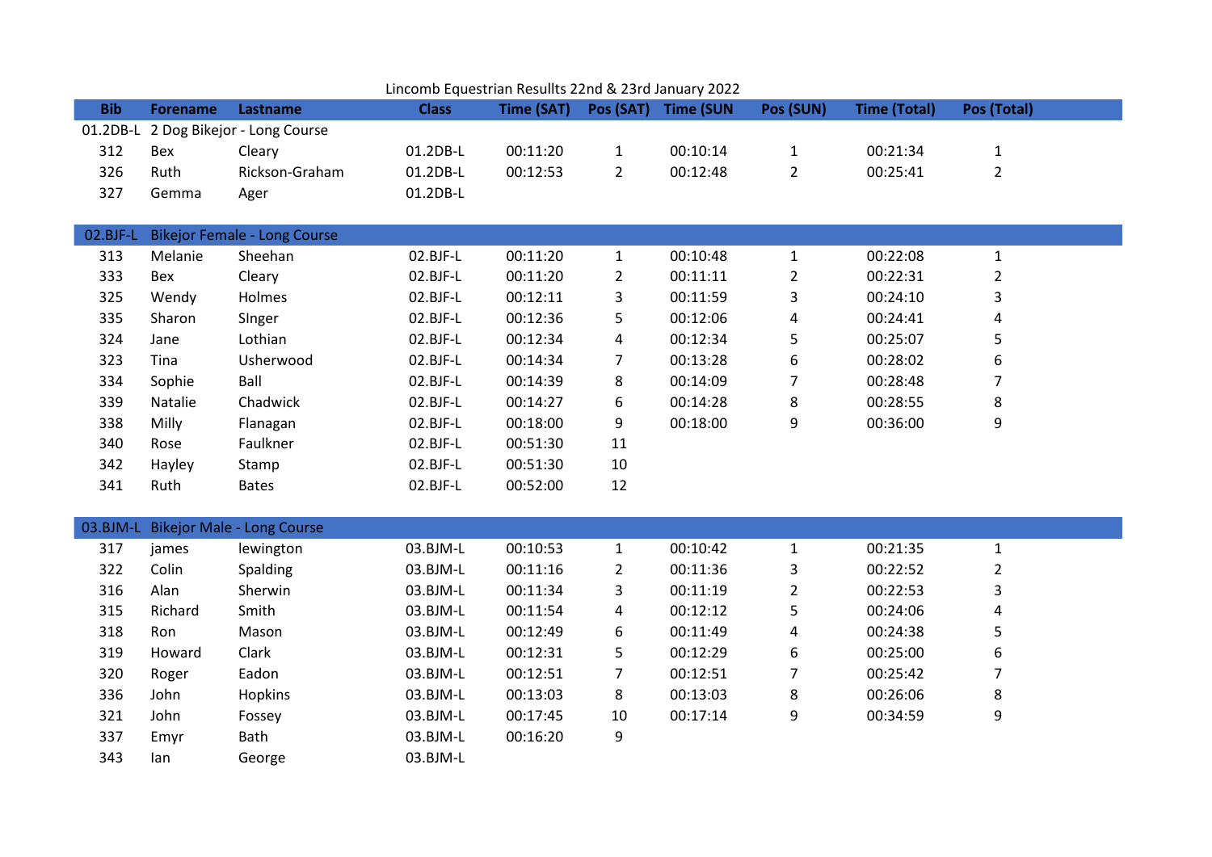Lincomb Equestrian Resullts 22nd & 23rd January 2022

| Bib | Forename | Lastname | Class | Time (SAT) | Pos (SAT) | Time (SUN | Pos (SUN) | Time (Total) | Pos (Total) |
|---|---|---|---|---|---|---|---|---|---|
| 01.2DB-L | 2 Dog Bikejor - Long Course | | | | | | | | |
| 312 | Bex | Cleary | 01.2DB-L | 00:11:20 | 1 | 00:10:14 | 1 | 00:21:34 | 1 |
| 326 | Ruth | Rickson-Graham | 01.2DB-L | 00:12:53 | 2 | 00:12:48 | 2 | 00:25:41 | 2 |
| 327 | Gemma | Ager | 01.2DB-L | | | | | | |
| | | | | | | | | | |
| 02.BJF-L | Bikejor Female - Long Course | | | | | | | | |
| 313 | Melanie | Sheehan | 02.BJF-L | 00:11:20 | 1 | 00:10:48 | 1 | 00:22:08 | 1 |
| 333 | Bex | Cleary | 02.BJF-L | 00:11:20 | 2 | 00:11:11 | 2 | 00:22:31 | 2 |
| 325 | Wendy | Holmes | 02.BJF-L | 00:12:11 | 3 | 00:11:59 | 3 | 00:24:10 | 3 |
| 335 | Sharon | SInger | 02.BJF-L | 00:12:36 | 5 | 00:12:06 | 4 | 00:24:41 | 4 |
| 324 | Jane | Lothian | 02.BJF-L | 00:12:34 | 4 | 00:12:34 | 5 | 00:25:07 | 5 |
| 323 | Tina | Usherwood | 02.BJF-L | 00:14:34 | 7 | 00:13:28 | 6 | 00:28:02 | 6 |
| 334 | Sophie | Ball | 02.BJF-L | 00:14:39 | 8 | 00:14:09 | 7 | 00:28:48 | 7 |
| 339 | Natalie | Chadwick | 02.BJF-L | 00:14:27 | 6 | 00:14:28 | 8 | 00:28:55 | 8 |
| 338 | Milly | Flanagan | 02.BJF-L | 00:18:00 | 9 | 00:18:00 | 9 | 00:36:00 | 9 |
| 340 | Rose | Faulkner | 02.BJF-L | 00:51:30 | 11 | | | | |
| 342 | Hayley | Stamp | 02.BJF-L | 00:51:30 | 10 | | | | |
| 341 | Ruth | Bates | 02.BJF-L | 00:52:00 | 12 | | | | |
| | | | | | | | | | |
| 03.BJM-L | Bikejor Male - Long Course | | | | | | | | |
| 317 | james | lewington | 03.BJM-L | 00:10:53 | 1 | 00:10:42 | 1 | 00:21:35 | 1 |
| 322 | Colin | Spalding | 03.BJM-L | 00:11:16 | 2 | 00:11:36 | 3 | 00:22:52 | 2 |
| 316 | Alan | Sherwin | 03.BJM-L | 00:11:34 | 3 | 00:11:19 | 2 | 00:22:53 | 3 |
| 315 | Richard | Smith | 03.BJM-L | 00:11:54 | 4 | 00:12:12 | 5 | 00:24:06 | 4 |
| 318 | Ron | Mason | 03.BJM-L | 00:12:49 | 6 | 00:11:49 | 4 | 00:24:38 | 5 |
| 319 | Howard | Clark | 03.BJM-L | 00:12:31 | 5 | 00:12:29 | 6 | 00:25:00 | 6 |
| 320 | Roger | Eadon | 03.BJM-L | 00:12:51 | 7 | 00:12:51 | 7 | 00:25:42 | 7 |
| 336 | John | Hopkins | 03.BJM-L | 00:13:03 | 8 | 00:13:03 | 8 | 00:26:06 | 8 |
| 321 | John | Fossey | 03.BJM-L | 00:17:45 | 10 | 00:17:14 | 9 | 00:34:59 | 9 |
| 337 | Emyr | Bath | 03.BJM-L | 00:16:20 | 9 | | | | |
| 343 | Ian | George | 03.BJM-L | | | | | | |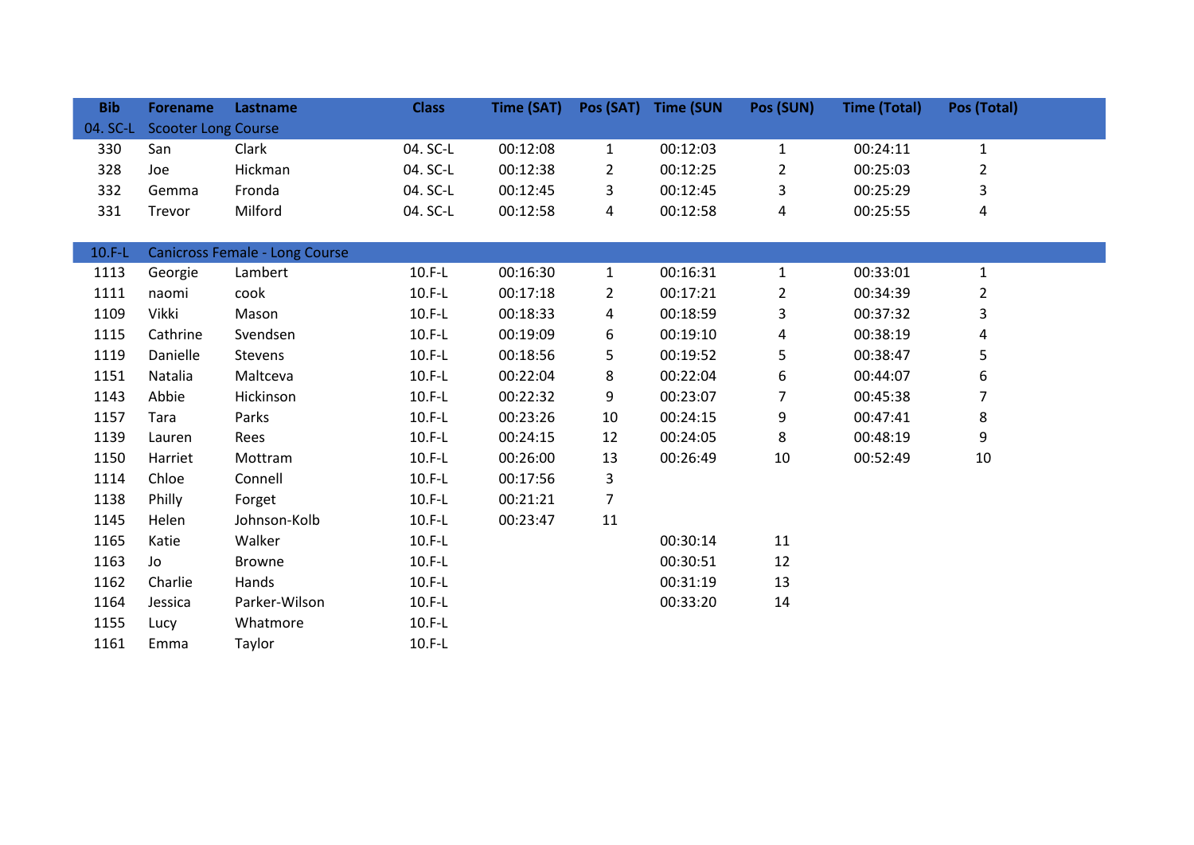| Bib | Forename | Lastname | Class | Time (SAT) | Pos (SAT) | Time (SUN | Pos (SUN) | Time (Total) | Pos (Total) |
|---|---|---|---|---|---|---|---|---|---|
| 04. SC-L | Scooter Long Course | | | | | | | | |
| 330 | San | Clark | 04. SC-L | 00:12:08 | 1 | 00:12:03 | 1 | 00:24:11 | 1 |
| 328 | Joe | Hickman | 04. SC-L | 00:12:38 | 2 | 00:12:25 | 2 | 00:25:03 | 2 |
| 332 | Gemma | Fronda | 04. SC-L | 00:12:45 | 3 | 00:12:45 | 3 | 00:25:29 | 3 |
| 331 | Trevor | Milford | 04. SC-L | 00:12:58 | 4 | 00:12:58 | 4 | 00:25:55 | 4 |
| | | | | | | | | | |
| 10.F-L | Canicross Female - Long Course | | | | | | | | |
| 1113 | Georgie | Lambert | 10.F-L | 00:16:30 | 1 | 00:16:31 | 1 | 00:33:01 | 1 |
| 1111 | naomi | cook | 10.F-L | 00:17:18 | 2 | 00:17:21 | 2 | 00:34:39 | 2 |
| 1109 | Vikki | Mason | 10.F-L | 00:18:33 | 4 | 00:18:59 | 3 | 00:37:32 | 3 |
| 1115 | Cathrine | Svendsen | 10.F-L | 00:19:09 | 6 | 00:19:10 | 4 | 00:38:19 | 4 |
| 1119 | Danielle | Stevens | 10.F-L | 00:18:56 | 5 | 00:19:52 | 5 | 00:38:47 | 5 |
| 1151 | Natalia | Maltceva | 10.F-L | 00:22:04 | 8 | 00:22:04 | 6 | 00:44:07 | 6 |
| 1143 | Abbie | Hickinson | 10.F-L | 00:22:32 | 9 | 00:23:07 | 7 | 00:45:38 | 7 |
| 1157 | Tara | Parks | 10.F-L | 00:23:26 | 10 | 00:24:15 | 9 | 00:47:41 | 8 |
| 1139 | Lauren | Rees | 10.F-L | 00:24:15 | 12 | 00:24:05 | 8 | 00:48:19 | 9 |
| 1150 | Harriet | Mottram | 10.F-L | 00:26:00 | 13 | 00:26:49 | 10 | 00:52:49 | 10 |
| 1114 | Chloe | Connell | 10.F-L | 00:17:56 | 3 | | | | |
| 1138 | Philly | Forget | 10.F-L | 00:21:21 | 7 | | | | |
| 1145 | Helen | Johnson-Kolb | 10.F-L | 00:23:47 | 11 | | | | |
| 1165 | Katie | Walker | 10.F-L | | | 00:30:14 | 11 | | |
| 1163 | Jo | Browne | 10.F-L | | | 00:30:51 | 12 | | |
| 1162 | Charlie | Hands | 10.F-L | | | 00:31:19 | 13 | | |
| 1164 | Jessica | Parker-Wilson | 10.F-L | | | 00:33:20 | 14 | | |
| 1155 | Lucy | Whatmore | 10.F-L | | | | | | |
| 1161 | Emma | Taylor | 10.F-L | | | | | | |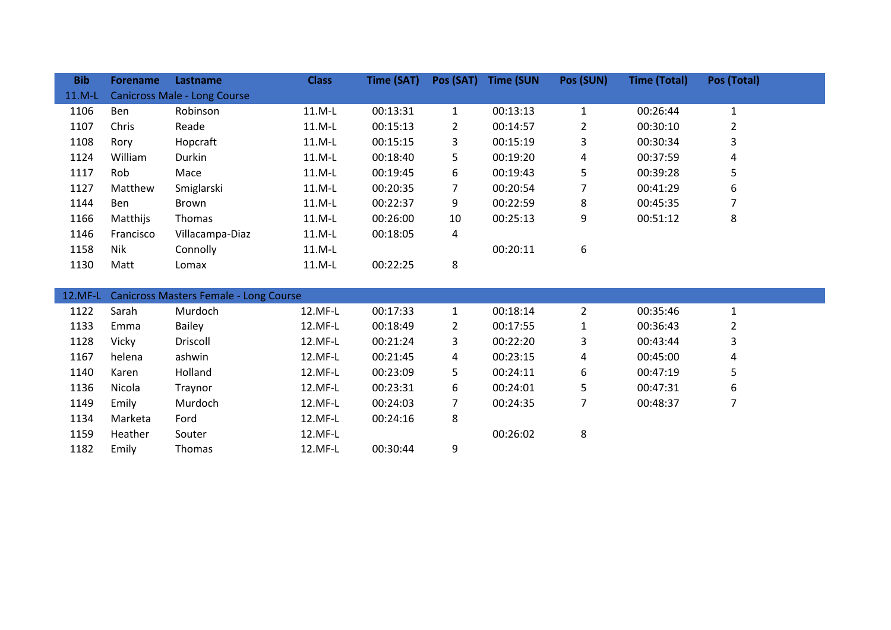| Bib | Forename | Lastname | Class | Time (SAT) | Pos (SAT) | Time (SUN | Pos (SUN) | Time (Total) | Pos (Total) |
|---|---|---|---|---|---|---|---|---|---|
| 11.M-L | Canicross Male - Long Course | | | | | | | | |
| 1106 | Ben | Robinson | 11.M-L | 00:13:31 | 1 | 00:13:13 | 1 | 00:26:44 | 1 |
| 1107 | Chris | Reade | 11.M-L | 00:15:13 | 2 | 00:14:57 | 2 | 00:30:10 | 2 |
| 1108 | Rory | Hopcraft | 11.M-L | 00:15:15 | 3 | 00:15:19 | 3 | 00:30:34 | 3 |
| 1124 | William | Durkin | 11.M-L | 00:18:40 | 5 | 00:19:20 | 4 | 00:37:59 | 4 |
| 1117 | Rob | Mace | 11.M-L | 00:19:45 | 6 | 00:19:43 | 5 | 00:39:28 | 5 |
| 1127 | Matthew | Smiglarski | 11.M-L | 00:20:35 | 7 | 00:20:54 | 7 | 00:41:29 | 6 |
| 1144 | Ben | Brown | 11.M-L | 00:22:37 | 9 | 00:22:59 | 8 | 00:45:35 | 7 |
| 1166 | Matthijs | Thomas | 11.M-L | 00:26:00 | 10 | 00:25:13 | 9 | 00:51:12 | 8 |
| 1146 | Francisco | Villacampa-Diaz | 11.M-L | 00:18:05 | 4 | | | | |
| 1158 | Nik | Connolly | 11.M-L | | | 00:20:11 | 6 | | |
| 1130 | Matt | Lomax | 11.M-L | 00:22:25 | 8 | | | | |
| 12.MF-L | Canicross Masters Female - Long Course | | | | | | | | |
| 1122 | Sarah | Murdoch | 12.MF-L | 00:17:33 | 1 | 00:18:14 | 2 | 00:35:46 | 1 |
| 1133 | Emma | Bailey | 12.MF-L | 00:18:49 | 2 | 00:17:55 | 1 | 00:36:43 | 2 |
| 1128 | Vicky | Driscoll | 12.MF-L | 00:21:24 | 3 | 00:22:20 | 3 | 00:43:44 | 3 |
| 1167 | helena | ashwin | 12.MF-L | 00:21:45 | 4 | 00:23:15 | 4 | 00:45:00 | 4 |
| 1140 | Karen | Holland | 12.MF-L | 00:23:09 | 5 | 00:24:11 | 6 | 00:47:19 | 5 |
| 1136 | Nicola | Traynor | 12.MF-L | 00:23:31 | 6 | 00:24:01 | 5 | 00:47:31 | 6 |
| 1149 | Emily | Murdoch | 12.MF-L | 00:24:03 | 7 | 00:24:35 | 7 | 00:48:37 | 7 |
| 1134 | Marketa | Ford | 12.MF-L | 00:24:16 | 8 | | | | |
| 1159 | Heather | Souter | 12.MF-L | | | 00:26:02 | 8 | | |
| 1182 | Emily | Thomas | 12.MF-L | 00:30:44 | 9 | | | | |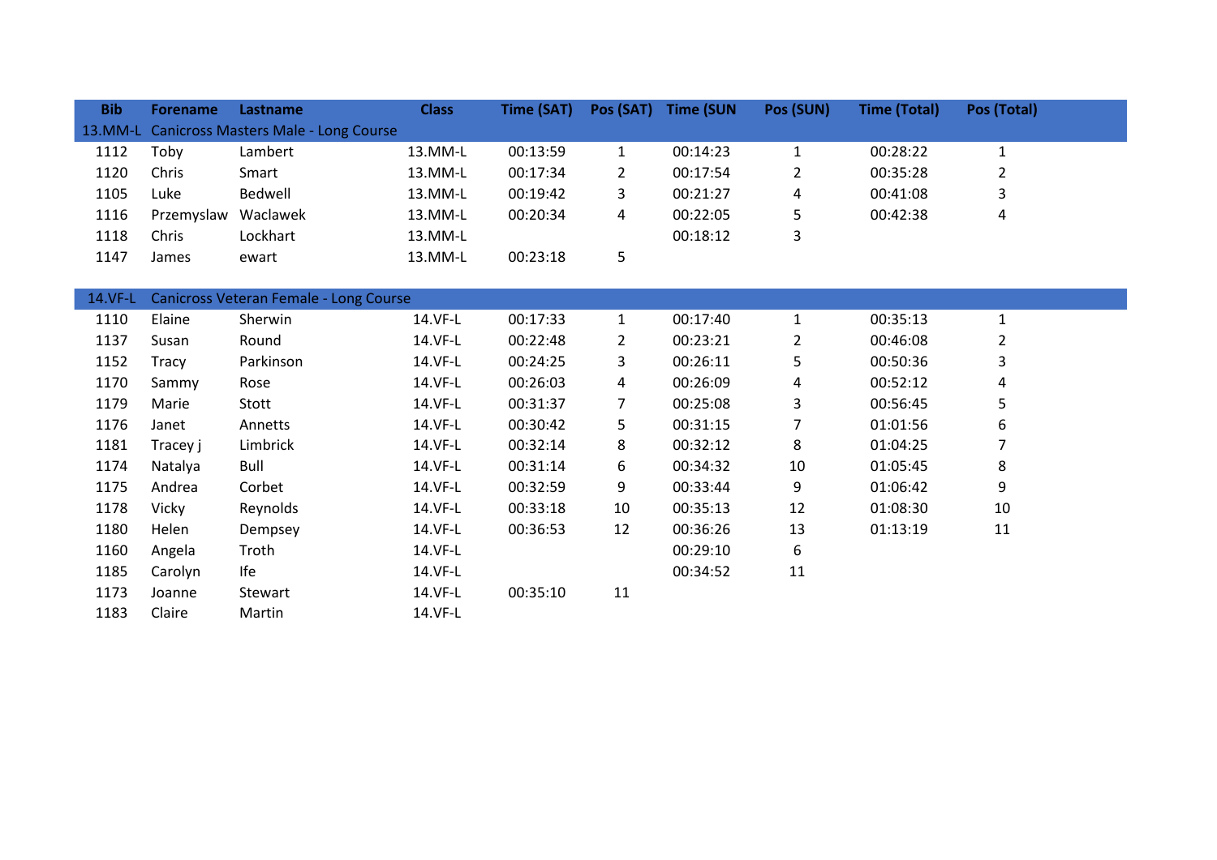| Bib | Forename | Lastname | Class | Time (SAT) | Pos (SAT) | Time (SUN | Pos (SUN) | Time (Total) | Pos (Total) |
|---|---|---|---|---|---|---|---|---|---|
| 13.MM-L | Canicross Masters Male - Long Course | | | | | | | | |
| 1112 | Toby | Lambert | 13.MM-L | 00:13:59 | 1 | 00:14:23 | 1 | 00:28:22 | 1 |
| 1120 | Chris | Smart | 13.MM-L | 00:17:34 | 2 | 00:17:54 | 2 | 00:35:28 | 2 |
| 1105 | Luke | Bedwell | 13.MM-L | 00:19:42 | 3 | 00:21:27 | 4 | 00:41:08 | 3 |
| 1116 | Przemyslaw | Waclawek | 13.MM-L | 00:20:34 | 4 | 00:22:05 | 5 | 00:42:38 | 4 |
| 1118 | Chris | Lockhart | 13.MM-L | | | 00:18:12 | 3 | | |
| 1147 | James | ewart | 13.MM-L | 00:23:18 | 5 | | | | |
| | | | | | | | | | |
| 14.VF-L | Canicross Veteran Female - Long Course | | | | | | | | |
| 1110 | Elaine | Sherwin | 14.VF-L | 00:17:33 | 1 | 00:17:40 | 1 | 00:35:13 | 1 |
| 1137 | Susan | Round | 14.VF-L | 00:22:48 | 2 | 00:23:21 | 2 | 00:46:08 | 2 |
| 1152 | Tracy | Parkinson | 14.VF-L | 00:24:25 | 3 | 00:26:11 | 5 | 00:50:36 | 3 |
| 1170 | Sammy | Rose | 14.VF-L | 00:26:03 | 4 | 00:26:09 | 4 | 00:52:12 | 4 |
| 1179 | Marie | Stott | 14.VF-L | 00:31:37 | 7 | 00:25:08 | 3 | 00:56:45 | 5 |
| 1176 | Janet | Annetts | 14.VF-L | 00:30:42 | 5 | 00:31:15 | 7 | 01:01:56 | 6 |
| 1181 | Tracey j | Limbrick | 14.VF-L | 00:32:14 | 8 | 00:32:12 | 8 | 01:04:25 | 7 |
| 1174 | Natalya | Bull | 14.VF-L | 00:31:14 | 6 | 00:34:32 | 10 | 01:05:45 | 8 |
| 1175 | Andrea | Corbet | 14.VF-L | 00:32:59 | 9 | 00:33:44 | 9 | 01:06:42 | 9 |
| 1178 | Vicky | Reynolds | 14.VF-L | 00:33:18 | 10 | 00:35:13 | 12 | 01:08:30 | 10 |
| 1180 | Helen | Dempsey | 14.VF-L | 00:36:53 | 12 | 00:36:26 | 13 | 01:13:19 | 11 |
| 1160 | Angela | Troth | 14.VF-L | | | 00:29:10 | 6 | | |
| 1185 | Carolyn | Ife | 14.VF-L | | | 00:34:52 | 11 | | |
| 1173 | Joanne | Stewart | 14.VF-L | 00:35:10 | 11 | | | | |
| 1183 | Claire | Martin | 14.VF-L | | | | | | |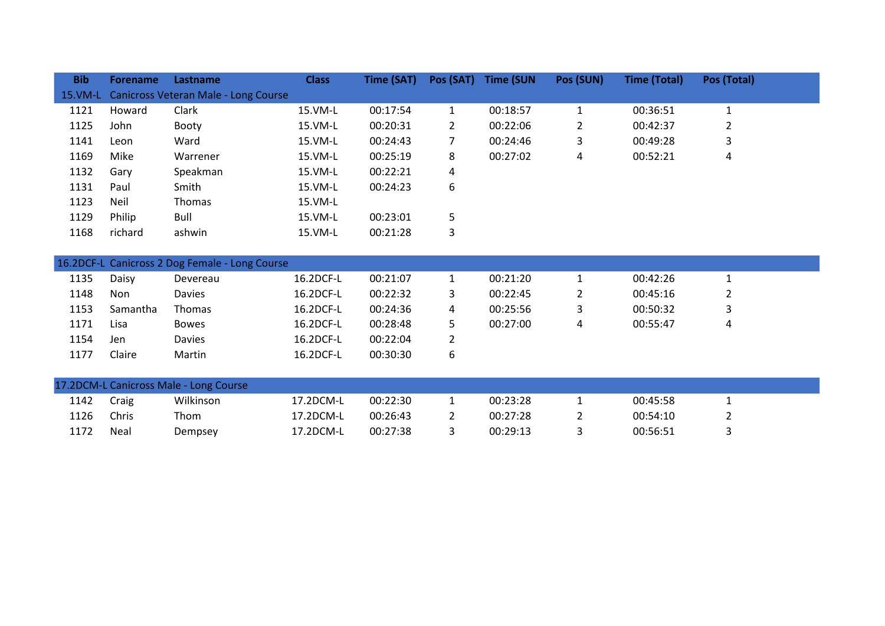| Bib | Forename | Lastname | Class | Time (SAT) | Pos (SAT) | Time (SUN | Pos (SUN) | Time (Total) | Pos (Total) |
|---|---|---|---|---|---|---|---|---|---|
| 15.VM-L | Canicross Veteran Male - Long Course | | | | | | | | |
| 1121 | Howard | Clark | 15.VM-L | 00:17:54 | 1 | 00:18:57 | 1 | 00:36:51 | 1 |
| 1125 | John | Booty | 15.VM-L | 00:20:31 | 2 | 00:22:06 | 2 | 00:42:37 | 2 |
| 1141 | Leon | Ward | 15.VM-L | 00:24:43 | 7 | 00:24:46 | 3 | 00:49:28 | 3 |
| 1169 | Mike | Warrener | 15.VM-L | 00:25:19 | 8 | 00:27:02 | 4 | 00:52:21 | 4 |
| 1132 | Gary | Speakman | 15.VM-L | 00:22:21 | 4 | | | | |
| 1131 | Paul | Smith | 15.VM-L | 00:24:23 | 6 | | | | |
| 1123 | Neil | Thomas | 15.VM-L | | | | | | |
| 1129 | Philip | Bull | 15.VM-L | 00:23:01 | 5 | | | | |
| 1168 | richard | ashwin | 15.VM-L | 00:21:28 | 3 | | | | |
| 16.2DCF-L | Canicross 2 Dog Female - Long Course | | | | | | | | |
| 1135 | Daisy | Devereau | 16.2DCF-L | 00:21:07 | 1 | 00:21:20 | 1 | 00:42:26 | 1 |
| 1148 | Non | Davies | 16.2DCF-L | 00:22:32 | 3 | 00:22:45 | 2 | 00:45:16 | 2 |
| 1153 | Samantha | Thomas | 16.2DCF-L | 00:24:36 | 4 | 00:25:56 | 3 | 00:50:32 | 3 |
| 1171 | Lisa | Bowes | 16.2DCF-L | 00:28:48 | 5 | 00:27:00 | 4 | 00:55:47 | 4 |
| 1154 | Jen | Davies | 16.2DCF-L | 00:22:04 | 2 | | | | |
| 1177 | Claire | Martin | 16.2DCF-L | 00:30:30 | 6 | | | | |
| 17.2DCM-L | Canicross Male - Long Course | | | | | | | | |
| 1142 | Craig | Wilkinson | 17.2DCM-L | 00:22:30 | 1 | 00:23:28 | 1 | 00:45:58 | 1 |
| 1126 | Chris | Thom | 17.2DCM-L | 00:26:43 | 2 | 00:27:28 | 2 | 00:54:10 | 2 |
| 1172 | Neal | Dempsey | 17.2DCM-L | 00:27:38 | 3 | 00:29:13 | 3 | 00:56:51 | 3 |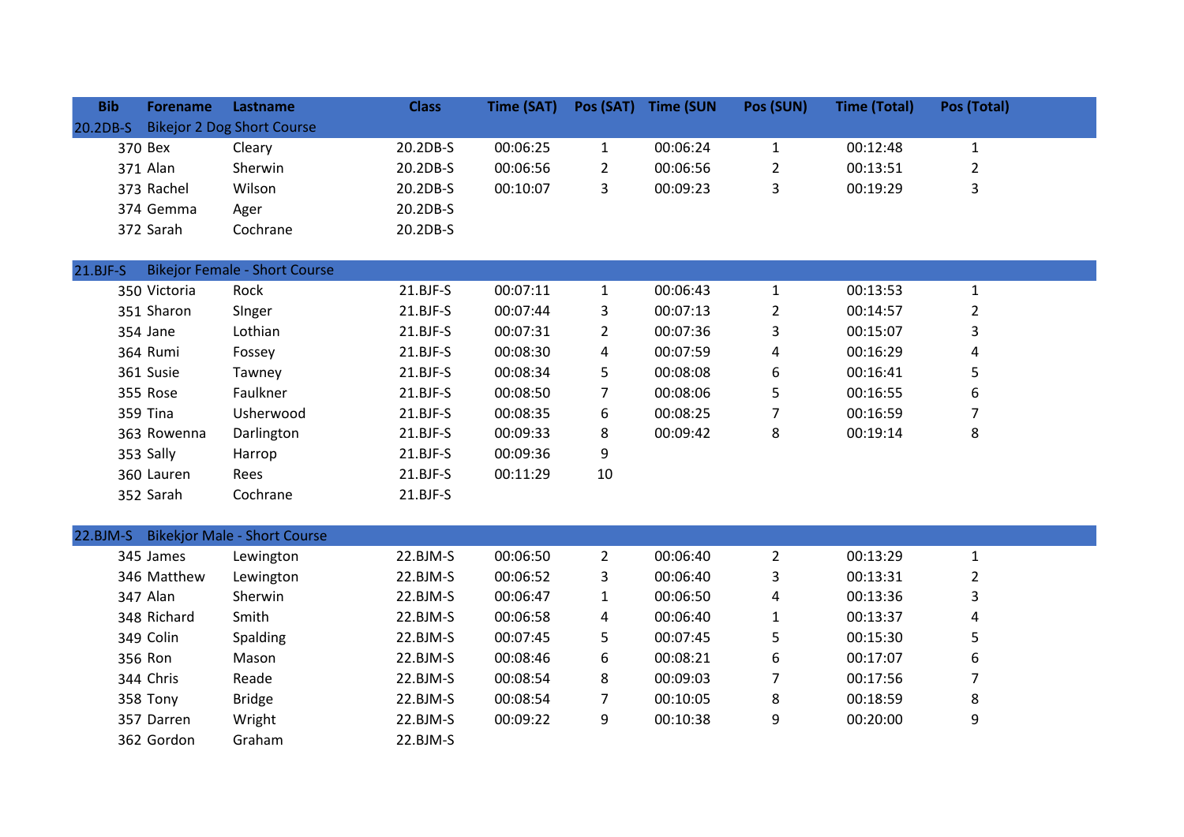| Bib | Forename | Lastname | Class | Time (SAT) | Pos (SAT) | Time (SUN | Pos (SUN) | Time (Total) | Pos (Total) |
|---|---|---|---|---|---|---|---|---|---|
| 20.2DB-S | Bikejor 2 Dog Short Course | | | | | | | | |
| 370 | Bex | Cleary | 20.2DB-S | 00:06:25 | 1 | 00:06:24 | 1 | 00:12:48 | 1 |
| 371 | Alan | Sherwin | 20.2DB-S | 00:06:56 | 2 | 00:06:56 | 2 | 00:13:51 | 2 |
| 373 | Rachel | Wilson | 20.2DB-S | 00:10:07 | 3 | 00:09:23 | 3 | 00:19:29 | 3 |
| 374 | Gemma | Ager | 20.2DB-S | | | | | | |
| 372 | Sarah | Cochrane | 20.2DB-S | | | | | | |
| 21.BJF-S | Bikejor Female - Short Course | | | | | | | | |
| 350 | Victoria | Rock | 21.BJF-S | 00:07:11 | 1 | 00:06:43 | 1 | 00:13:53 | 1 |
| 351 | Sharon | SInger | 21.BJF-S | 00:07:44 | 3 | 00:07:13 | 2 | 00:14:57 | 2 |
| 354 | Jane | Lothian | 21.BJF-S | 00:07:31 | 2 | 00:07:36 | 3 | 00:15:07 | 3 |
| 364 | Rumi | Fossey | 21.BJF-S | 00:08:30 | 4 | 00:07:59 | 4 | 00:16:29 | 4 |
| 361 | Susie | Tawney | 21.BJF-S | 00:08:34 | 5 | 00:08:08 | 6 | 00:16:41 | 5 |
| 355 | Rose | Faulkner | 21.BJF-S | 00:08:50 | 7 | 00:08:06 | 5 | 00:16:55 | 6 |
| 359 | Tina | Usherwood | 21.BJF-S | 00:08:35 | 6 | 00:08:25 | 7 | 00:16:59 | 7 |
| 363 | Rowenna | Darlington | 21.BJF-S | 00:09:33 | 8 | 00:09:42 | 8 | 00:19:14 | 8 |
| 353 | Sally | Harrop | 21.BJF-S | 00:09:36 | 9 | | | | |
| 360 | Lauren | Rees | 21.BJF-S | 00:11:29 | 10 | | | | |
| 352 | Sarah | Cochrane | 21.BJF-S | | | | | | |
| 22.BJM-S | Bikekjor Male - Short Course | | | | | | | | |
| 345 | James | Lewington | 22.BJM-S | 00:06:50 | 2 | 00:06:40 | 2 | 00:13:29 | 1 |
| 346 | Matthew | Lewington | 22.BJM-S | 00:06:52 | 3 | 00:06:40 | 3 | 00:13:31 | 2 |
| 347 | Alan | Sherwin | 22.BJM-S | 00:06:47 | 1 | 00:06:50 | 4 | 00:13:36 | 3 |
| 348 | Richard | Smith | 22.BJM-S | 00:06:58 | 4 | 00:06:40 | 1 | 00:13:37 | 4 |
| 349 | Colin | Spalding | 22.BJM-S | 00:07:45 | 5 | 00:07:45 | 5 | 00:15:30 | 5 |
| 356 | Ron | Mason | 22.BJM-S | 00:08:46 | 6 | 00:08:21 | 6 | 00:17:07 | 6 |
| 344 | Chris | Reade | 22.BJM-S | 00:08:54 | 8 | 00:09:03 | 7 | 00:17:56 | 7 |
| 358 | Tony | Bridge | 22.BJM-S | 00:08:54 | 7 | 00:10:05 | 8 | 00:18:59 | 8 |
| 357 | Darren | Wright | 22.BJM-S | 00:09:22 | 9 | 00:10:38 | 9 | 00:20:00 | 9 |
| 362 | Gordon | Graham | 22.BJM-S | | | | | | |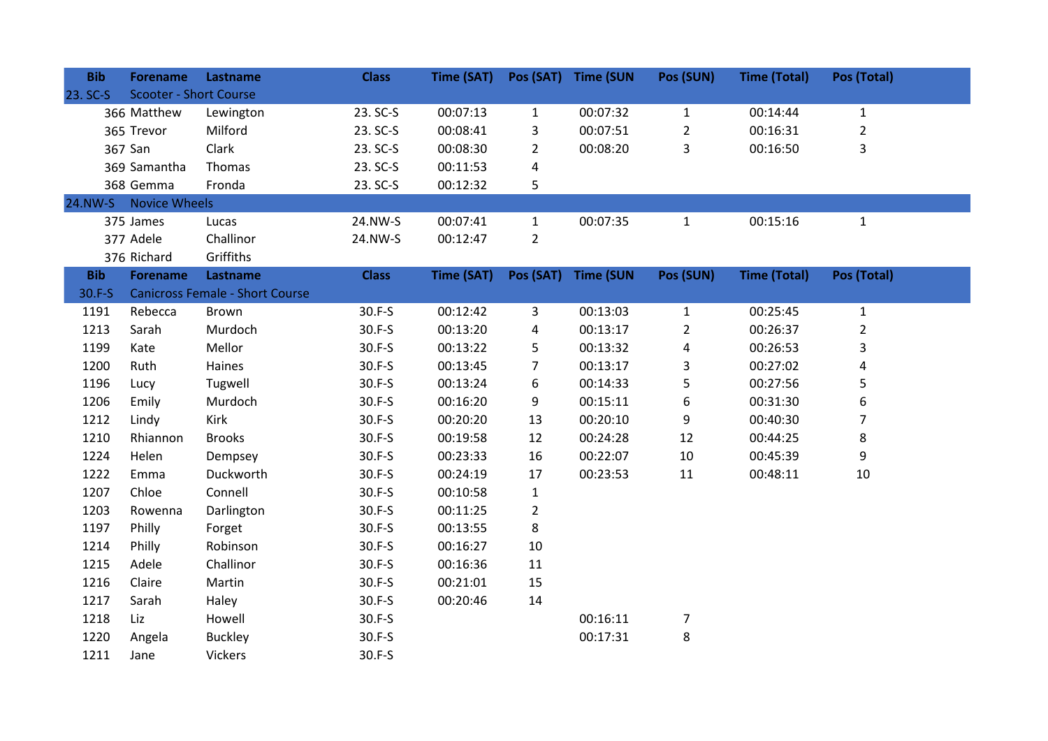| Bib | Forename | Lastname | Class | Time (SAT) | Pos (SAT) | Time (SUN | Pos (SUN) | Time (Total) | Pos (Total) |
|---|---|---|---|---|---|---|---|---|---|
| 23. SC-S | Scooter - Short Course | | | | | | | | |
| 366 | Matthew | Lewington | 23. SC-S | 00:07:13 | 1 | 00:07:32 | 1 | 00:14:44 | 1 |
| 365 | Trevor | Milford | 23. SC-S | 00:08:41 | 3 | 00:07:51 | 2 | 00:16:31 | 2 |
| 367 | San | Clark | 23. SC-S | 00:08:30 | 2 | 00:08:20 | 3 | 00:16:50 | 3 |
| 369 | Samantha | Thomas | 23. SC-S | 00:11:53 | 4 | | | | |
| 368 | Gemma | Fronda | 23. SC-S | 00:12:32 | 5 | | | | |
| 24.NW-S | Novice Wheels | | | | | | | | |
| 375 | James | Lucas | 24.NW-S | 00:07:41 | 1 | 00:07:35 | 1 | 00:15:16 | 1 |
| 377 | Adele | Challinor | 24.NW-S | 00:12:47 | 2 | | | | |
| 376 | Richard | Griffiths | | | | | | | |

| Bib | Forename | Lastname | Class | Time (SAT) | Pos (SAT) | Time (SUN | Pos (SUN) | Time (Total) | Pos (Total) |
|---|---|---|---|---|---|---|---|---|---|
| 30.F-S | Canicross Female - Short Course | | | | | | | | |
| 1191 | Rebecca | Brown | 30.F-S | 00:12:42 | 3 | 00:13:03 | 1 | 00:25:45 | 1 |
| 1213 | Sarah | Murdoch | 30.F-S | 00:13:20 | 4 | 00:13:17 | 2 | 00:26:37 | 2 |
| 1199 | Kate | Mellor | 30.F-S | 00:13:22 | 5 | 00:13:32 | 4 | 00:26:53 | 3 |
| 1200 | Ruth | Haines | 30.F-S | 00:13:45 | 7 | 00:13:17 | 3 | 00:27:02 | 4 |
| 1196 | Lucy | Tugwell | 30.F-S | 00:13:24 | 6 | 00:14:33 | 5 | 00:27:56 | 5 |
| 1206 | Emily | Murdoch | 30.F-S | 00:16:20 | 9 | 00:15:11 | 6 | 00:31:30 | 6 |
| 1212 | Lindy | Kirk | 30.F-S | 00:20:20 | 13 | 00:20:10 | 9 | 00:40:30 | 7 |
| 1210 | Rhiannon | Brooks | 30.F-S | 00:19:58 | 12 | 00:24:28 | 12 | 00:44:25 | 8 |
| 1224 | Helen | Dempsey | 30.F-S | 00:23:33 | 16 | 00:22:07 | 10 | 00:45:39 | 9 |
| 1222 | Emma | Duckworth | 30.F-S | 00:24:19 | 17 | 00:23:53 | 11 | 00:48:11 | 10 |
| 1207 | Chloe | Connell | 30.F-S | 00:10:58 | 1 | | | | |
| 1203 | Rowenna | Darlington | 30.F-S | 00:11:25 | 2 | | | | |
| 1197 | Philly | Forget | 30.F-S | 00:13:55 | 8 | | | | |
| 1214 | Philly | Robinson | 30.F-S | 00:16:27 | 10 | | | | |
| 1215 | Adele | Challinor | 30.F-S | 00:16:36 | 11 | | | | |
| 1216 | Claire | Martin | 30.F-S | 00:21:01 | 15 | | | | |
| 1217 | Sarah | Haley | 30.F-S | 00:20:46 | 14 | | | | |
| 1218 | Liz | Howell | 30.F-S | | | 00:16:11 | 7 | | |
| 1220 | Angela | Buckley | 30.F-S | | | 00:17:31 | 8 | | |
| 1211 | Jane | Vickers | 30.F-S | | | | | | |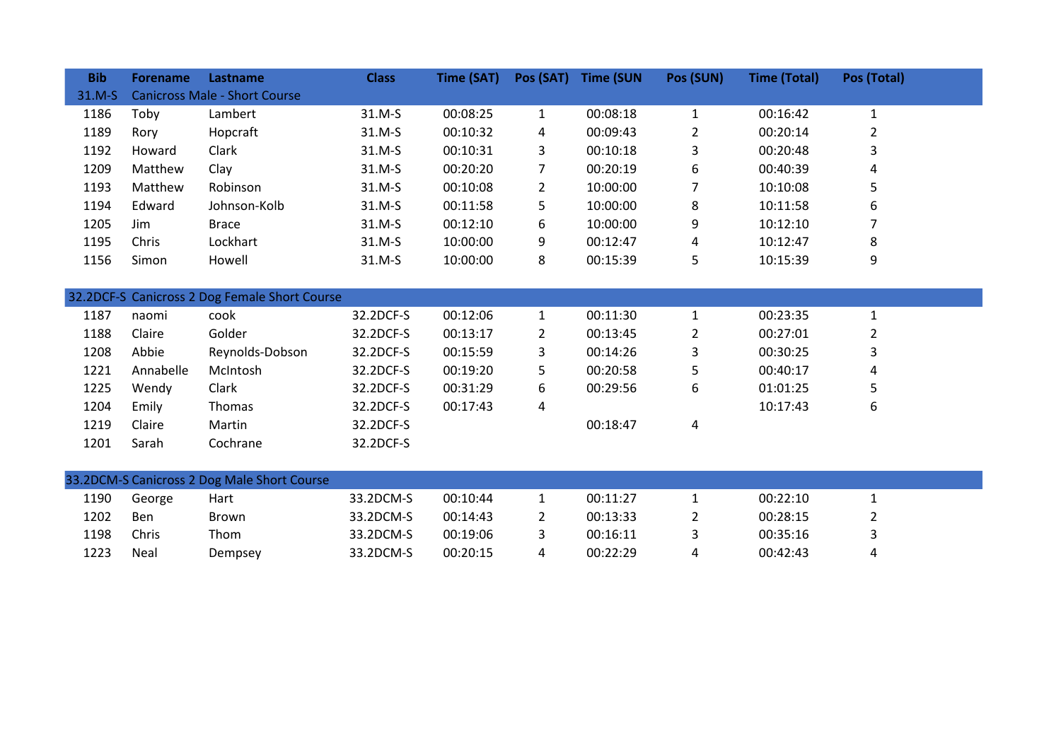| Bib | Forename | Lastname | Class | Time (SAT) | Pos (SAT) | Time (SUN | Pos (SUN) | Time (Total) | Pos (Total) |
|---|---|---|---|---|---|---|---|---|---|
| 31.M-S | Canicross Male - Short Course | | | | | | | | |
| 1186 | Toby | Lambert | 31.M-S | 00:08:25 | 1 | 00:08:18 | 1 | 00:16:42 | 1 |
| 1189 | Rory | Hopcraft | 31.M-S | 00:10:32 | 4 | 00:09:43 | 2 | 00:20:14 | 2 |
| 1192 | Howard | Clark | 31.M-S | 00:10:31 | 3 | 00:10:18 | 3 | 00:20:48 | 3 |
| 1209 | Matthew | Clay | 31.M-S | 00:20:20 | 7 | 00:20:19 | 6 | 00:40:39 | 4 |
| 1193 | Matthew | Robinson | 31.M-S | 00:10:08 | 2 | 10:00:00 | 7 | 10:10:08 | 5 |
| 1194 | Edward | Johnson-Kolb | 31.M-S | 00:11:58 | 5 | 10:00:00 | 8 | 10:11:58 | 6 |
| 1205 | Jim | Brace | 31.M-S | 00:12:10 | 6 | 10:00:00 | 9 | 10:12:10 | 7 |
| 1195 | Chris | Lockhart | 31.M-S | 10:00:00 | 9 | 00:12:47 | 4 | 10:12:47 | 8 |
| 1156 | Simon | Howell | 31.M-S | 10:00:00 | 8 | 00:15:39 | 5 | 10:15:39 | 9 |
| | | | | | | | | | |
| 32.2DCF-S | Canicross 2 Dog Female Short Course | | | | | | | | |
| 1187 | naomi | cook | 32.2DCF-S | 00:12:06 | 1 | 00:11:30 | 1 | 00:23:35 | 1 |
| 1188 | Claire | Golder | 32.2DCF-S | 00:13:17 | 2 | 00:13:45 | 2 | 00:27:01 | 2 |
| 1208 | Abbie | Reynolds-Dobson | 32.2DCF-S | 00:15:59 | 3 | 00:14:26 | 3 | 00:30:25 | 3 |
| 1221 | Annabelle | McIntosh | 32.2DCF-S | 00:19:20 | 5 | 00:20:58 | 5 | 00:40:17 | 4 |
| 1225 | Wendy | Clark | 32.2DCF-S | 00:31:29 | 6 | 00:29:56 | 6 | 01:01:25 | 5 |
| 1204 | Emily | Thomas | 32.2DCF-S | 00:17:43 | 4 | | | 10:17:43 | 6 |
| 1219 | Claire | Martin | 32.2DCF-S | | | 00:18:47 | 4 | | |
| 1201 | Sarah | Cochrane | 32.2DCF-S | | | | | | |
| | | | | | | | | | |
| 33.2DCM-S | Canicross 2 Dog Male Short Course | | | | | | | | |
| 1190 | George | Hart | 33.2DCM-S | 00:10:44 | 1 | 00:11:27 | 1 | 00:22:10 | 1 |
| 1202 | Ben | Brown | 33.2DCM-S | 00:14:43 | 2 | 00:13:33 | 2 | 00:28:15 | 2 |
| 1198 | Chris | Thom | 33.2DCM-S | 00:19:06 | 3 | 00:16:11 | 3 | 00:35:16 | 3 |
| 1223 | Neal | Dempsey | 33.2DCM-S | 00:20:15 | 4 | 00:22:29 | 4 | 00:42:43 | 4 |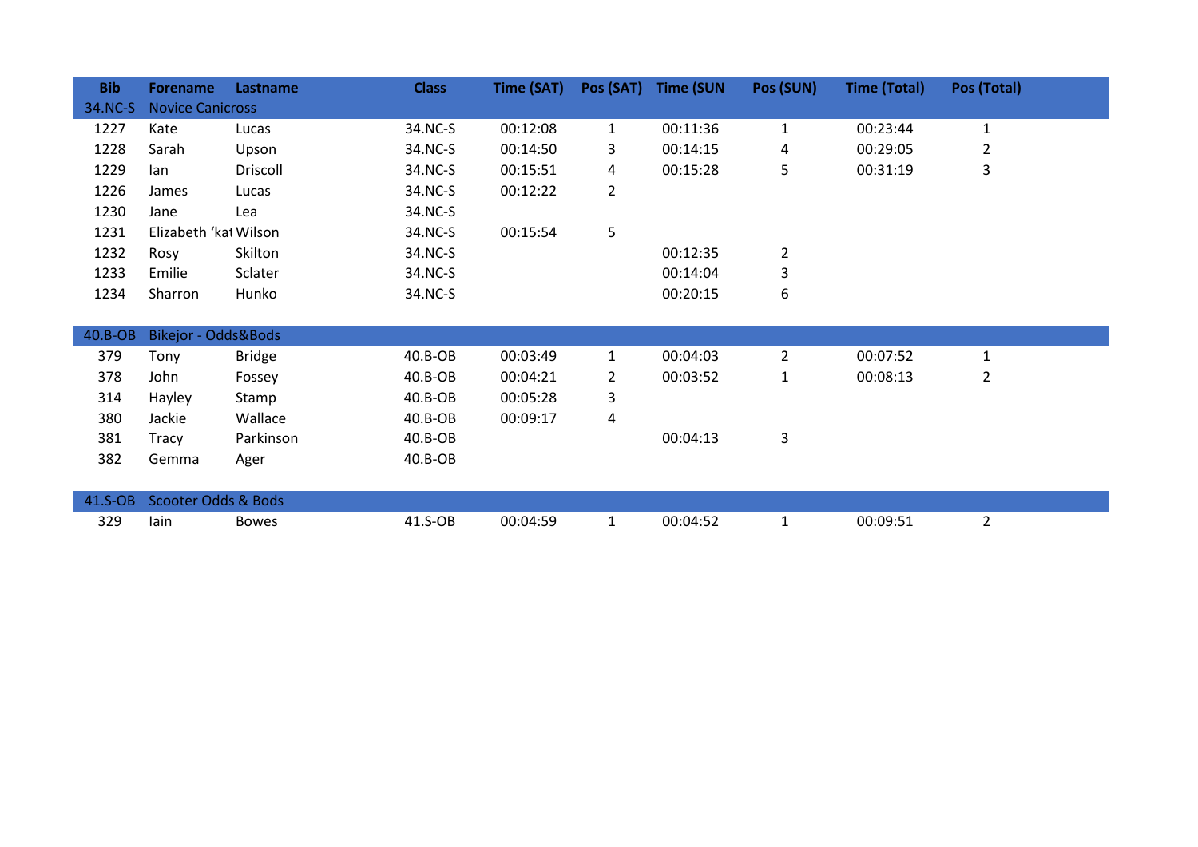| Bib | Forename | Lastname | Class | Time (SAT) | Pos (SAT) | Time (SUN | Pos (SUN) | Time (Total) | Pos (Total) |
|---|---|---|---|---|---|---|---|---|---|
| 34.NC-S | Novice Canicross | | | | | | | | |
| 1227 | Kate | Lucas | 34.NC-S | 00:12:08 | 1 | 00:11:36 | 1 | 00:23:44 | 1 |
| 1228 | Sarah | Upson | 34.NC-S | 00:14:50 | 3 | 00:14:15 | 4 | 00:29:05 | 2 |
| 1229 | Ian | Driscoll | 34.NC-S | 00:15:51 | 4 | 00:15:28 | 5 | 00:31:19 | 3 |
| 1226 | James | Lucas | 34.NC-S | 00:12:22 | 2 | | | | |
| 1230 | Jane | Lea | 34.NC-S | | | | | | |
| 1231 | Elizabeth 'kat | Wilson | 34.NC-S | 00:15:54 | 5 | | | | |
| 1232 | Rosy | Skilton | 34.NC-S | | | 00:12:35 | 2 | | |
| 1233 | Emilie | Sclater | 34.NC-S | | | 00:14:04 | 3 | | |
| 1234 | Sharron | Hunko | 34.NC-S | | | 00:20:15 | 6 | | |
| 40.B-OB | Bikejor - Odds&Bods | | | | | | | | |
| 379 | Tony | Bridge | 40.B-OB | 00:03:49 | 1 | 00:04:03 | 2 | 00:07:52 | 1 |
| 378 | John | Fossey | 40.B-OB | 00:04:21 | 2 | 00:03:52 | 1 | 00:08:13 | 2 |
| 314 | Hayley | Stamp | 40.B-OB | 00:05:28 | 3 | | | | |
| 380 | Jackie | Wallace | 40.B-OB | 00:09:17 | 4 | | | | |
| 381 | Tracy | Parkinson | 40.B-OB | | | 00:04:13 | 3 | | |
| 382 | Gemma | Ager | 40.B-OB | | | | | | |
| 41.S-OB | Scooter Odds & Bods | | | | | | | | |
| 329 | Iain | Bowes | 41.S-OB | 00:04:59 | 1 | 00:04:52 | 1 | 00:09:51 | 2 |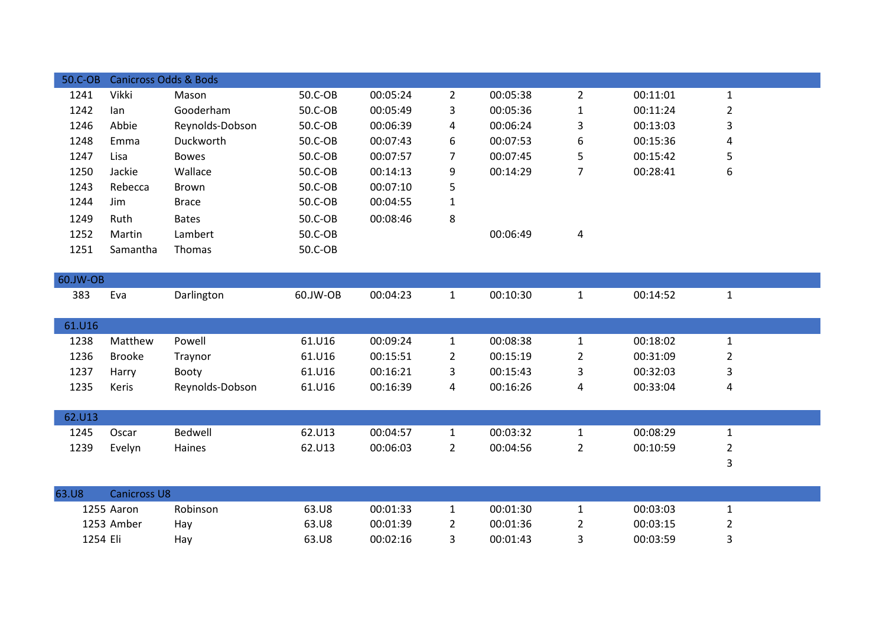| | | | | | | | | | |
|---|---|---|---|---|---|---|---|---|---|
| 50.C-OB | Canicross Odds & Bods | | | | | | | | |
| 1241 | Vikki | Mason | 50.C-OB | 00:05:24 | 2 | 00:05:38 | 2 | 00:11:01 | 1 |
| 1242 | Ian | Gooderham | 50.C-OB | 00:05:49 | 3 | 00:05:36 | 1 | 00:11:24 | 2 |
| 1246 | Abbie | Reynolds-Dobson | 50.C-OB | 00:06:39 | 4 | 00:06:24 | 3 | 00:13:03 | 3 |
| 1248 | Emma | Duckworth | 50.C-OB | 00:07:43 | 6 | 00:07:53 | 6 | 00:15:36 | 4 |
| 1247 | Lisa | Bowes | 50.C-OB | 00:07:57 | 7 | 00:07:45 | 5 | 00:15:42 | 5 |
| 1250 | Jackie | Wallace | 50.C-OB | 00:14:13 | 9 | 00:14:29 | 7 | 00:28:41 | 6 |
| 1243 | Rebecca | Brown | 50.C-OB | 00:07:10 | 5 | | | | |
| 1244 | Jim | Brace | 50.C-OB | 00:04:55 | 1 | | | | |
| 1249 | Ruth | Bates | 50.C-OB | 00:08:46 | 8 | | | | |
| 1252 | Martin | Lambert | 50.C-OB | | | 00:06:49 | 4 | | |
| 1251 | Samantha | Thomas | 50.C-OB | | | | | | |
| 60.JW-OB | | | | | | | | | |
| 383 | Eva | Darlington | 60.JW-OB | 00:04:23 | 1 | 00:10:30 | 1 | 00:14:52 | 1 |
| 61.U16 | | | | | | | | | |
| 1238 | Matthew | Powell | 61.U16 | 00:09:24 | 1 | 00:08:38 | 1 | 00:18:02 | 1 |
| 1236 | Brooke | Traynor | 61.U16 | 00:15:51 | 2 | 00:15:19 | 2 | 00:31:09 | 2 |
| 1237 | Harry | Booty | 61.U16 | 00:16:21 | 3 | 00:15:43 | 3 | 00:32:03 | 3 |
| 1235 | Keris | Reynolds-Dobson | 61.U16 | 00:16:39 | 4 | 00:16:26 | 4 | 00:33:04 | 4 |
| 62.U13 | | | | | | | | | |
| 1245 | Oscar | Bedwell | 62.U13 | 00:04:57 | 1 | 00:03:32 | 1 | 00:08:29 | 1 |
| 1239 | Evelyn | Haines | 62.U13 | 00:06:03 | 2 | 00:04:56 | 2 | 00:10:59 | 2 |
| | | | | | | | | | 3 |
| 63.U8 | Canicross U8 | | | | | | | | |
| 1255 | Aaron | Robinson | 63.U8 | 00:01:33 | 1 | 00:01:30 | 1 | 00:03:03 | 1 |
| 1253 | Amber | Hay | 63.U8 | 00:01:39 | 2 | 00:01:36 | 2 | 00:03:15 | 2 |
| 1254 | Eli | Hay | 63.U8 | 00:02:16 | 3 | 00:01:43 | 3 | 00:03:59 | 3 |